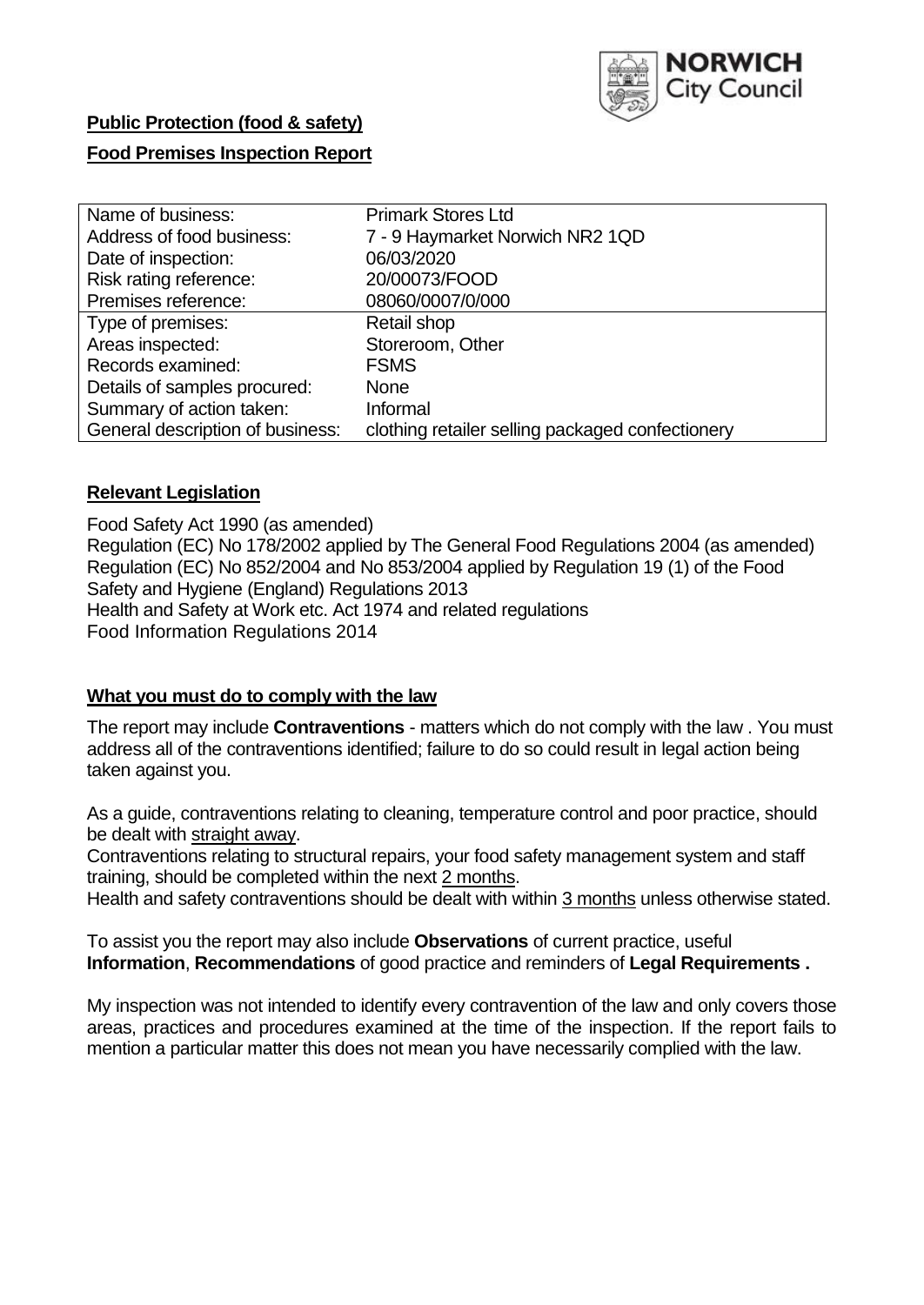**Public Protection (food & safety)**

**Food Premises Inspection Report**

| Name of business: | Primark Stores Ltd |
| --- | --- |
| Address of food business: | 7 - 9 Haymarket Norwich NR2 1QD |
| Date of inspection: | 06/03/2020 |
| Risk rating reference: | 20/00073/FOOD |
| Premises reference: | 08060/0007/0/000 |
| Type of premises: | Retail shop |
| Areas inspected: | Storeroom, Other |
| Records examined: | FSMS |
| Details of samples procured: | None |
| Summary of action taken: | Informal |
| General description of business: | clothing retailer selling packaged confectionery |

## **Relevant Legislation**

Food Safety Act 1990 (as amended)
Regulation (EC) No 178/2002 applied by The General Food Regulations 2004 (as amended)
Regulation (EC) No 852/2004 and No 853/2004 applied by Regulation 19 (1) of the Food Safety and Hygiene (England) Regulations 2013
Health and Safety at Work etc. Act 1974 and related regulations
Food Information Regulations 2014

## **What you must do to comply with the law**

The report may include **Contraventions** - matters which do not comply with the law . You must address all of the contraventions identified; failure to do so could result in legal action being taken against you.

As a guide, contraventions relating to cleaning, temperature control and poor practice, should be dealt with straight away.
Contraventions relating to structural repairs, your food safety management system and staff training, should be completed within the next 2 months.
Health and safety contraventions should be dealt with within 3 months unless otherwise stated.

To assist you the report may also include **Observations** of current practice, useful **Information**, **Recommendations** of good practice and reminders of **Legal Requirements .**

My inspection was not intended to identify every contravention of the law and only covers those areas, practices and procedures examined at the time of the inspection. If the report fails to mention a particular matter this does not mean you have necessarily complied with the law.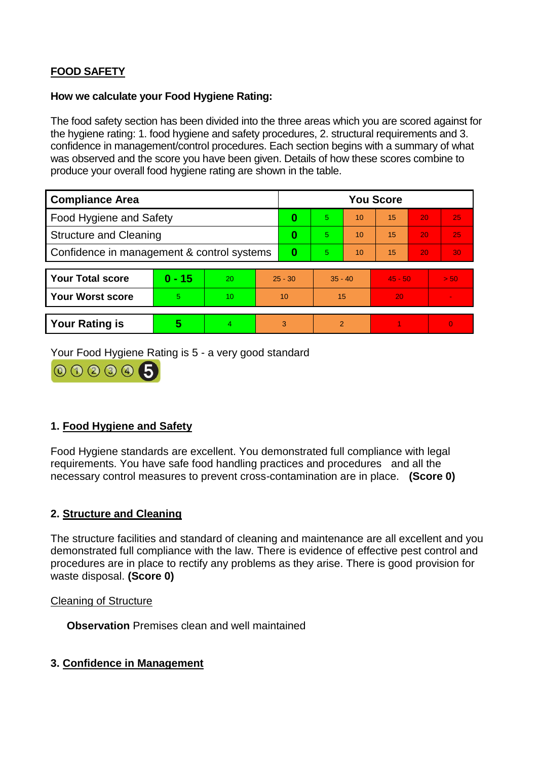## FOOD SAFETY

**How we calculate your Food Hygiene Rating:**

The food safety section has been divided into the three areas which you are scored against for the hygiene rating: 1. food hygiene and safety procedures, 2. structural requirements and 3. confidence in management/control procedures. Each section begins with a summary of what was observed and the score you have been given. Details of how these scores combine to produce your overall food hygiene rating are shown in the table.

| Compliance Area | You Score | | | | | |
|---|---|---|---|---|---|---|
| Food Hygiene and Safety | **0** | 5 | 10 | 15 | 20 | 25 |
| Structure and Cleaning | **0** | 5 | 10 | 15 | 20 | 25 |
| Confidence in management & control systems | **0** | 5 | 10 | 15 | 20 | 30 |

| | | | | | | |
|---|---|---|---|---|---|---|
| **Your Total score** | **0 - 15** | 20 | 25 - 30 | 35 - 40 | 45 - 50 | > 50 |
| **Your Worst score** | 5 | 10 | 10 | 15 | 20 | - |
| **Your Rating is** | **5** | 4 | 3 | 2 | 1 | 0 |

Your Food Hygiene Rating is 5 - a very good standard

### 1. Food Hygiene and Safety

Food Hygiene standards are excellent. You demonstrated full compliance with legal requirements. You have safe food handling practices and procedures and all the necessary control measures to prevent cross-contamination are in place. **(Score 0)**

### 2. Structure and Cleaning

The structure facilities and standard of cleaning and maintenance are all excellent and you demonstrated full compliance with the law. There is evidence of effective pest control and procedures are in place to rectify any problems as they arise. There is good provision for waste disposal. **(Score 0)**

Cleaning of Structure

**Observation** Premises clean and well maintained

### 3. Confidence in Management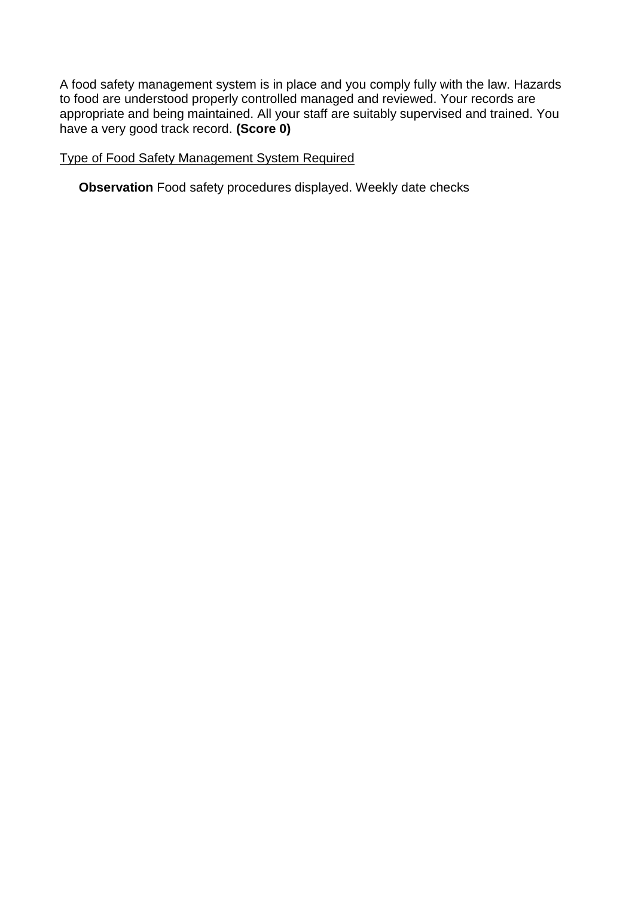A food safety management system is in place and you comply fully with the law. Hazards to food are understood properly controlled managed and reviewed. Your records are appropriate and being maintained. All your staff are suitably supervised and trained. You have a very good track record. **(Score 0)**

Type of Food Safety Management System Required

**Observation** Food safety procedures displayed. Weekly date checks